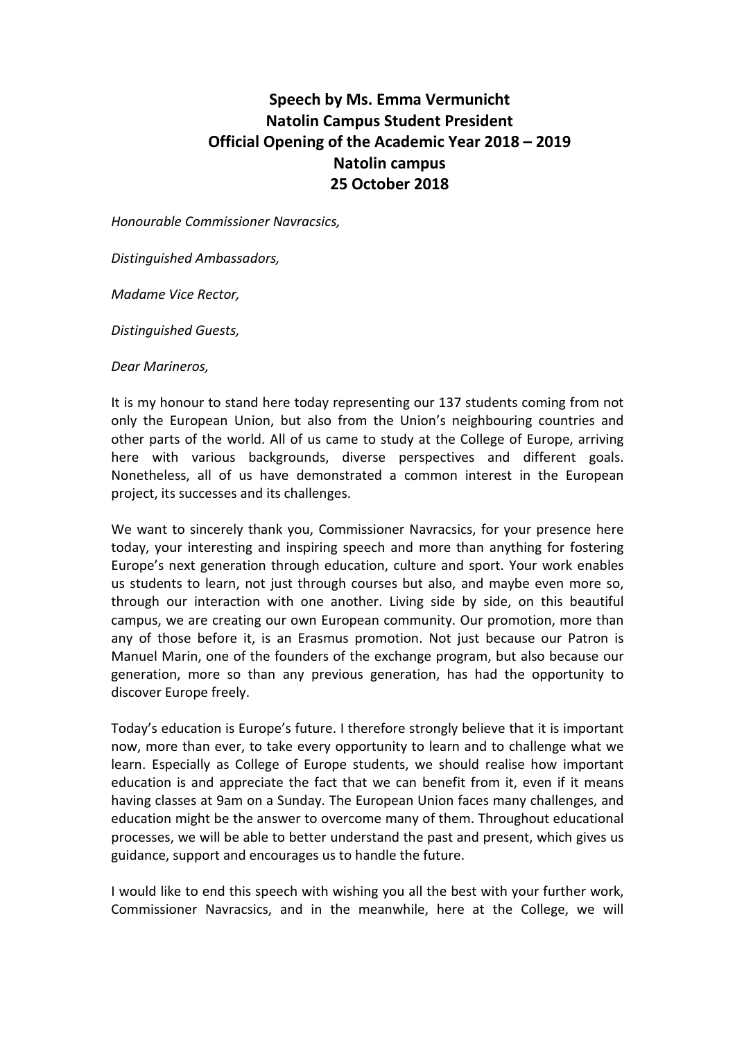**Speech by Ms. Emma Vermunicht**
**Natolin Campus Student President**
**Official Opening of the Academic Year 2018 – 2019**
**Natolin campus**
**25 October 2018**

*Honourable Commissioner Navracsics,*

*Distinguished Ambassadors,*

*Madame Vice Rector,*

*Distinguished Guests,*

*Dear Marineros,*

It is my honour to stand here today representing our 137 students coming from not only the European Union, but also from the Union's neighbouring countries and other parts of the world. All of us came to study at the College of Europe, arriving here with various backgrounds, diverse perspectives and different goals. Nonetheless, all of us have demonstrated a common interest in the European project, its successes and its challenges.

We want to sincerely thank you, Commissioner Navracsics, for your presence here today, your interesting and inspiring speech and more than anything for fostering Europe's next generation through education, culture and sport. Your work enables us students to learn, not just through courses but also, and maybe even more so, through our interaction with one another. Living side by side, on this beautiful campus, we are creating our own European community. Our promotion, more than any of those before it, is an Erasmus promotion. Not just because our Patron is Manuel Marin, one of the founders of the exchange program, but also because our generation, more so than any previous generation, has had the opportunity to discover Europe freely.

Today's education is Europe's future. I therefore strongly believe that it is important now, more than ever, to take every opportunity to learn and to challenge what we learn. Especially as College of Europe students, we should realise how important education is and appreciate the fact that we can benefit from it, even if it means having classes at 9am on a Sunday. The European Union faces many challenges, and education might be the answer to overcome many of them. Throughout educational processes, we will be able to better understand the past and present, which gives us guidance, support and encourages us to handle the future.

I would like to end this speech with wishing you all the best with your further work, Commissioner Navracsics, and in the meanwhile, here at the College, we will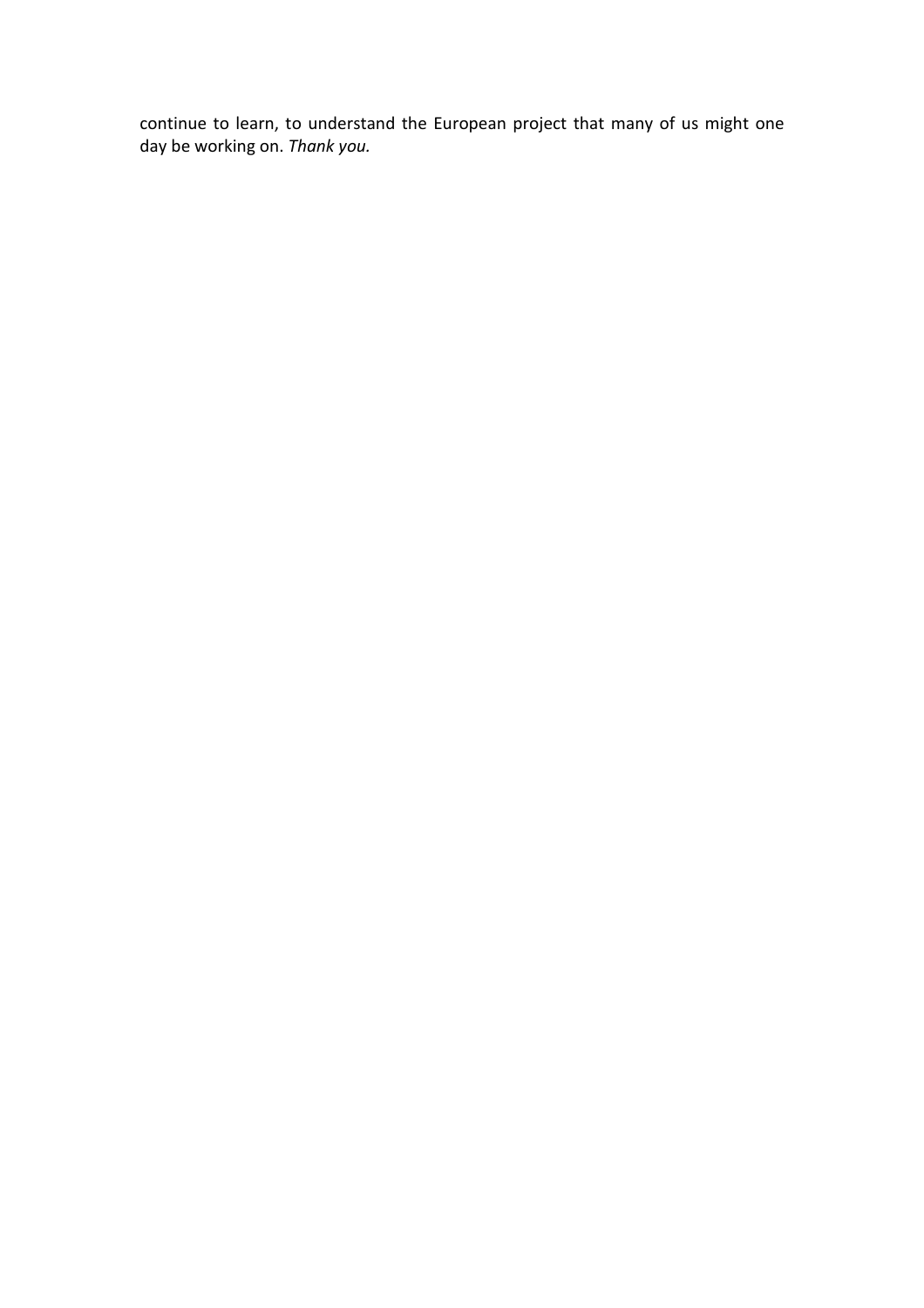continue to learn, to understand the European project that many of us might one day be working on. *Thank you.*